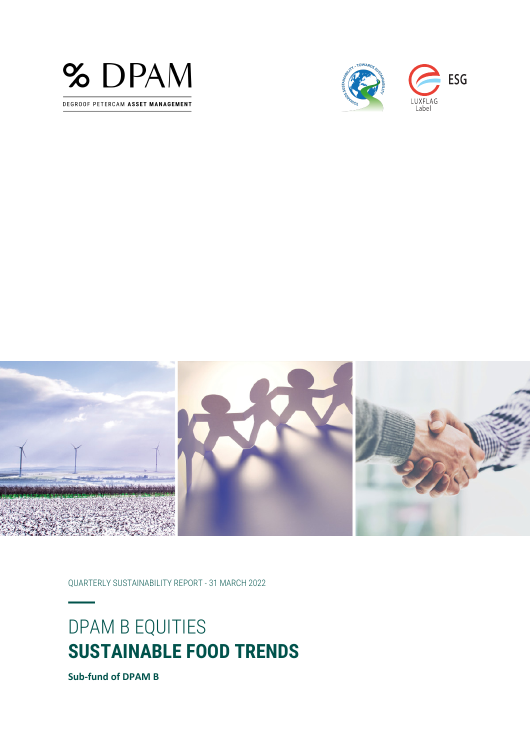% DPAM

DEGROOF PETERCAM **ASSET MANAGEMENT**

ESG

LUXFLAG Label

QUARTERLY SUSTAINABILITY REPORT - 31 MARCH 2022

# DPAM B EQUITIES **SUSTAINABLE FOOD TRENDS**

**Sub-fund of DPAM B**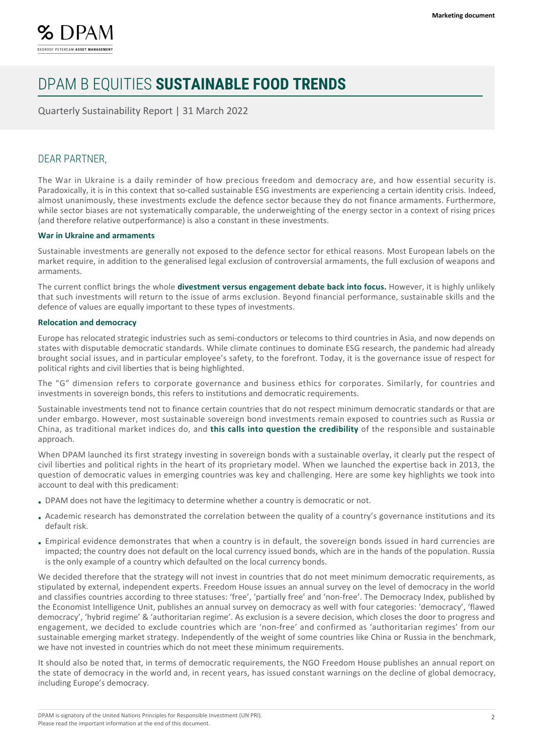# DPAM B EQUITIES **SUSTAINABLE FOOD TRENDS**

Quarterly Sustainability Report | 31 March 2022

## DEAR PARTNER,

The War in Ukraine is a daily reminder of how precious freedom and democracy are, and how essential security is. Paradoxically, it is in this context that so-called sustainable ESG investments are experiencing a certain identity crisis. Indeed, almost unanimously, these investments exclude the defence sector because they do not finance armaments. Furthermore, while sector biases are not systematically comparable, the underweighting of the energy sector in a context of rising prices (and therefore relative outperformance) is also a constant in these investments.

### War in Ukraine and armaments

Sustainable investments are generally not exposed to the defence sector for ethical reasons. Most European labels on the market require, in addition to the generalised legal exclusion of controversial armaments, the full exclusion of weapons and armaments.

The current conflict brings the whole **divestment versus engagement debate back into focus.** However, it is highly unlikely that such investments will return to the issue of arms exclusion. Beyond financial performance, sustainable skills and the defence of values are equally important to these types of investments.

### Relocation and democracy

Europe has relocated strategic industries such as semi-conductors or telecoms to third countries in Asia, and now depends on states with disputable democratic standards. While climate continues to dominate ESG research, the pandemic had already brought social issues, and in particular employee's safety, to the forefront. Today, it is the governance issue of respect for political rights and civil liberties that is being highlighted.

The "G" dimension refers to corporate governance and business ethics for corporates. Similarly, for countries and investments in sovereign bonds, this refers to institutions and democratic requirements.

Sustainable investments tend not to finance certain countries that do not respect minimum democratic standards or that are under embargo. However, most sustainable sovereign bond investments remain exposed to countries such as Russia or China, as traditional market indices do, and **this calls into question the credibility** of the responsible and sustainable approach.

When DPAM launched its first strategy investing in sovereign bonds with a sustainable overlay, it clearly put the respect of civil liberties and political rights in the heart of its proprietary model. When we launched the expertise back in 2013, the question of democratic values in emerging countries was key and challenging. Here are some key highlights we took into account to deal with this predicament:

- DPAM does not have the legitimacy to determine whether a country is democratic or not.
- Academic research has demonstrated the correlation between the quality of a country's governance institutions and its default risk.
- Empirical evidence demonstrates that when a country is in default, the sovereign bonds issued in hard currencies are impacted; the country does not default on the local currency issued bonds, which are in the hands of the population. Russia is the only example of a country which defaulted on the local currency bonds.

We decided therefore that the strategy will not invest in countries that do not meet minimum democratic requirements, as stipulated by external, independent experts. Freedom House issues an annual survey on the level of democracy in the world and classifies countries according to three statuses: 'free', 'partially free' and 'non-free'. The Democracy Index, published by the Economist Intelligence Unit, publishes an annual survey on democracy as well with four categories: 'democracy', 'flawed democracy', 'hybrid regime' & 'authoritarian regime'. As exclusion is a severe decision, which closes the door to progress and engagement, we decided to exclude countries which are 'non-free' and confirmed as 'authoritarian regimes' from our sustainable emerging market strategy. Independently of the weight of some countries like China or Russia in the benchmark, we have not invested in countries which do not meet these minimum requirements.

It should also be noted that, in terms of democratic requirements, the NGO Freedom House publishes an annual report on the state of democracy in the world and, in recent years, has issued constant warnings on the decline of global democracy, including Europe's democracy.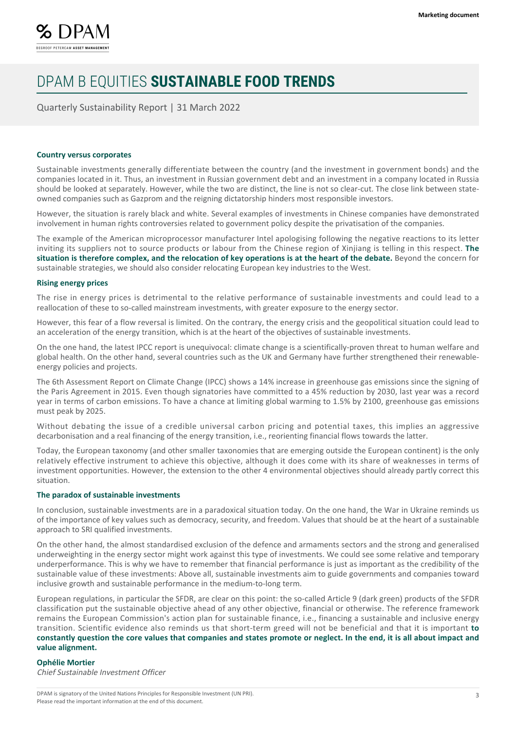# DPAM B EQUITIES **SUSTAINABLE FOOD TRENDS**

Quarterly Sustainability Report | 31 March 2022

**Country versus corporates**

Sustainable investments generally differentiate between the country (and the investment in government bonds) and the companies located in it. Thus, an investment in Russian government debt and an investment in a company located in Russia should be looked at separately. However, while the two are distinct, the line is not so clear-cut. The close link between state-owned companies such as Gazprom and the reigning dictatorship hinders most responsible investors.

However, the situation is rarely black and white. Several examples of investments in Chinese companies have demonstrated involvement in human rights controversies related to government policy despite the privatisation of the companies.

The example of the American microprocessor manufacturer Intel apologising following the negative reactions to its letter inviting its suppliers not to source products or labour from the Chinese region of Xinjiang is telling in this respect. **The situation is therefore complex, and the relocation of key operations is at the heart of the debate.** Beyond the concern for sustainable strategies, we should also consider relocating European key industries to the West.

**Rising energy prices**

The rise in energy prices is detrimental to the relative performance of sustainable investments and could lead to a reallocation of these to so-called mainstream investments, with greater exposure to the energy sector.

However, this fear of a flow reversal is limited. On the contrary, the energy crisis and the geopolitical situation could lead to an acceleration of the energy transition, which is at the heart of the objectives of sustainable investments.

On the one hand, the latest IPCC report is unequivocal: climate change is a scientifically-proven threat to human welfare and global health. On the other hand, several countries such as the UK and Germany have further strengthened their renewable-energy policies and projects.

The 6th Assessment Report on Climate Change (IPCC) shows a 14% increase in greenhouse gas emissions since the signing of the Paris Agreement in 2015. Even though signatories have committed to a 45% reduction by 2030, last year was a record year in terms of carbon emissions. To have a chance at limiting global warming to 1.5% by 2100, greenhouse gas emissions must peak by 2025.

Without debating the issue of a credible universal carbon pricing and potential taxes, this implies an aggressive decarbonisation and a real financing of the energy transition, i.e., reorienting financial flows towards the latter.

Today, the European taxonomy (and other smaller taxonomies that are emerging outside the European continent) is the only relatively effective instrument to achieve this objective, although it does come with its share of weaknesses in terms of investment opportunities. However, the extension to the other 4 environmental objectives should already partly correct this situation.

**The paradox of sustainable investments**

In conclusion, sustainable investments are in a paradoxical situation today. On the one hand, the War in Ukraine reminds us of the importance of key values such as democracy, security, and freedom. Values that should be at the heart of a sustainable approach to SRI qualified investments.

On the other hand, the almost standardised exclusion of the defence and armaments sectors and the strong and generalised underweighting in the energy sector might work against this type of investments. We could see some relative and temporary underperformance. This is why we have to remember that financial performance is just as important as the credibility of the sustainable value of these investments: Above all, sustainable investments aim to guide governments and companies toward inclusive growth and sustainable performance in the medium-to-long term.

European regulations, in particular the SFDR, are clear on this point: the so-called Article 9 (dark green) products of the SFDR classification put the sustainable objective ahead of any other objective, financial or otherwise. The reference framework remains the European Commission's action plan for sustainable finance, i.e., financing a sustainable and inclusive energy transition. Scientific evidence also reminds us that short-term greed will not be beneficial and that it is important **to constantly question the core values that companies and states promote or neglect. In the end, it is all about impact and value alignment.**

**Ophélie Mortier**
*Chief Sustainable Investment Officer*

DPAM is signatory of the United Nations Principles for Responsible Investment (UN PRI).
Please read the important information at the end of this document.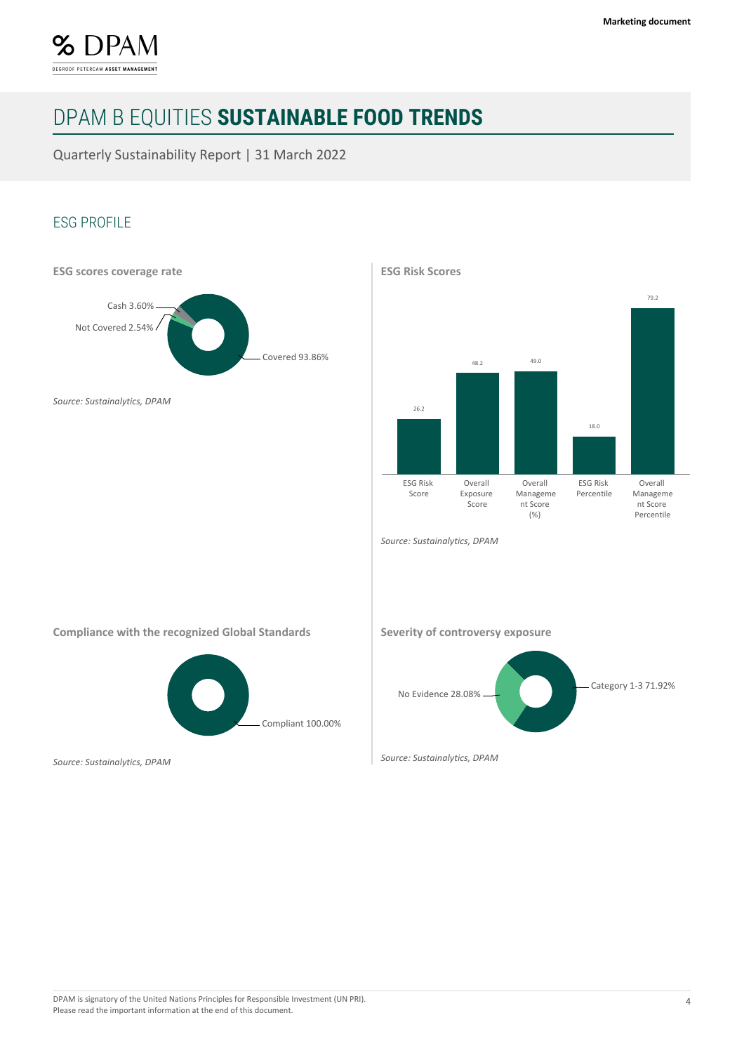# DPAM B EQUITIES **SUSTAINABLE FOOD TRENDS**

Quarterly Sustainability Report | 31 March 2022

## ESG PROFILE

### ESG scores coverage rate

| Category | Share |
| --- | --- |
| Cash | 3.60% |
| Not Covered | 2.54% |
| Covered | 93.86% |

*Source: Sustainalytics, DPAM*

### ESG Risk Scores

| ESG Risk Score | Overall Exposure Score | Overall Management Score (%) | ESG Risk Percentile | Overall Management Score Percentile |
| --- | --- | --- | --- | --- |
| 26.2 | 48.2 | 49.0 | 18.0 | 79.2 |

*Source: Sustainalytics, DPAM*

### Compliance with the recognized Global Standards

| Category | Share |
| --- | --- |
| Compliant | 100.00% |

*Source: Sustainalytics, DPAM*

### Severity of controversy exposure

| Category | Share |
| --- | --- |
| No Evidence | 28.08% |
| Category 1-3 | 71.92% |

*Source: Sustainalytics, DPAM*

DPAM is signatory of the United Nations Principles for Responsible Investment (UN PRI).
Please read the important information at the end of this document.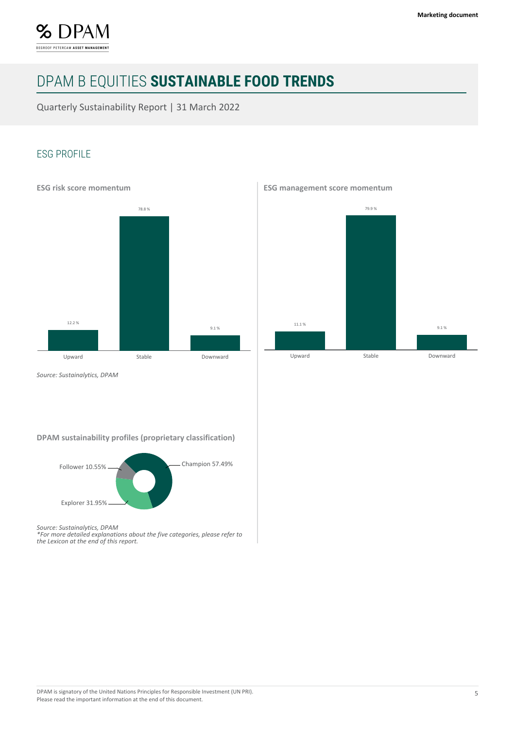# DPAM B EQUITIES **SUSTAINABLE FOOD TRENDS**

Quarterly Sustainability Report | 31 March 2022

## ESG PROFILE

### ESG risk score momentum

| Upward | Stable | Downward |
|---|---|---|
| 12.2 % | 78.8 % | 9.1 % |

*Source: Sustainalytics, DPAM*

### ESG management score momentum

| Upward | Stable | Downward |
|---|---|---|
| 11.1 % | 79.9 % | 9.1 % |

### DPAM sustainability profiles (proprietary classification)

| Profile | Share |
|---|---|
| Champion | 57.49% |
| Explorer | 31.95% |
| Follower | 10.55% |

*Source: Sustainalytics, DPAM*
*\*For more detailed explanations about the five categories, please refer to the Lexicon at the end of this report.*

DPAM is signatory of the United Nations Principles for Responsible Investment (UN PRI).
Please read the important information at the end of this document.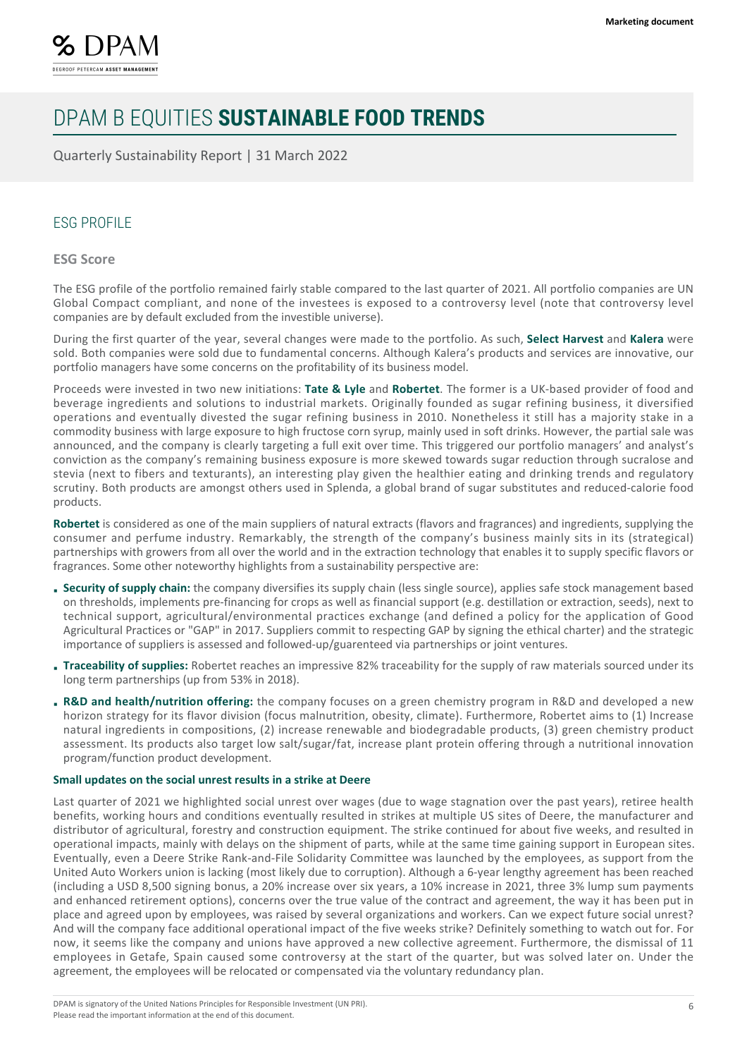# DPAM B EQUITIES **SUSTAINABLE FOOD TRENDS**

Quarterly Sustainability Report | 31 March 2022

## ESG PROFILE

### ESG Score

The ESG profile of the portfolio remained fairly stable compared to the last quarter of 2021. All portfolio companies are UN Global Compact compliant, and none of the investees is exposed to a controversy level (note that controversy level companies are by default excluded from the investible universe).

During the first quarter of the year, several changes were made to the portfolio. As such, **Select Harvest** and **Kalera** were sold. Both companies were sold due to fundamental concerns. Although Kalera's products and services are innovative, our portfolio managers have some concerns on the profitability of its business model.

Proceeds were invested in two new initiations: **Tate & Lyle** and **Robertet**. The former is a UK-based provider of food and beverage ingredients and solutions to industrial markets. Originally founded as sugar refining business, it diversified operations and eventually divested the sugar refining business in 2010. Nonetheless it still has a majority stake in a commodity business with large exposure to high fructose corn syrup, mainly used in soft drinks. However, the partial sale was announced, and the company is clearly targeting a full exit over time. This triggered our portfolio managers' and analyst's conviction as the company's remaining business exposure is more skewed towards sugar reduction through sucralose and stevia (next to fibers and texturants), an interesting play given the healthier eating and drinking trends and regulatory scrutiny. Both products are amongst others used in Splenda, a global brand of sugar substitutes and reduced-calorie food products.

**Robertet** is considered as one of the main suppliers of natural extracts (flavors and fragrances) and ingredients, supplying the consumer and perfume industry. Remarkably, the strength of the company's business mainly sits in its (strategical) partnerships with growers from all over the world and in the extraction technology that enables it to supply specific flavors or fragrances. Some other noteworthy highlights from a sustainability perspective are:

- **Security of supply chain:** the company diversifies its supply chain (less single source), applies safe stock management based on thresholds, implements pre-financing for crops as well as financial support (e.g. destillation or extraction, seeds), next to technical support, agricultural/environmental practices exchange (and defined a policy for the application of Good Agricultural Practices or "GAP" in 2017. Suppliers commit to respecting GAP by signing the ethical charter) and the strategic importance of suppliers is assessed and followed-up/guarenteed via partnerships or joint ventures.
- **Traceability of supplies:** Robertet reaches an impressive 82% traceability for the supply of raw materials sourced under its long term partnerships (up from 53% in 2018).
- **R&D and health/nutrition offering:** the company focuses on a green chemistry program in R&D and developed a new horizon strategy for its flavor division (focus malnutrition, obesity, climate). Furthermore, Robertet aims to (1) Increase natural ingredients in compositions, (2) increase renewable and biodegradable products, (3) green chemistry product assessment. Its products also target low salt/sugar/fat, increase plant protein offering through a nutritional innovation program/function product development.

**Small updates on the social unrest results in a strike at Deere**

Last quarter of 2021 we highlighted social unrest over wages (due to wage stagnation over the past years), retiree health benefits, working hours and conditions eventually resulted in strikes at multiple US sites of Deere, the manufacturer and distributor of agricultural, forestry and construction equipment. The strike continued for about five weeks, and resulted in operational impacts, mainly with delays on the shipment of parts, while at the same time gaining support in European sites. Eventually, even a Deere Strike Rank-and-File Solidarity Committee was launched by the employees, as support from the United Auto Workers union is lacking (most likely due to corruption). Although a 6-year lengthy agreement has been reached (including a USD 8,500 signing bonus, a 20% increase over six years, a 10% increase in 2021, three 3% lump sum payments and enhanced retirement options), concerns over the true value of the contract and agreement, the way it has been put in place and agreed upon by employees, was raised by several organizations and workers. Can we expect future social unrest? And will the company face additional operational impact of the five weeks strike? Definitely something to watch out for. For now, it seems like the company and unions have approved a new collective agreement. Furthermore, the dismissal of 11 employees in Getafe, Spain caused some controversy at the start of the quarter, but was solved later on. Under the agreement, the employees will be relocated or compensated via the voluntary redundancy plan.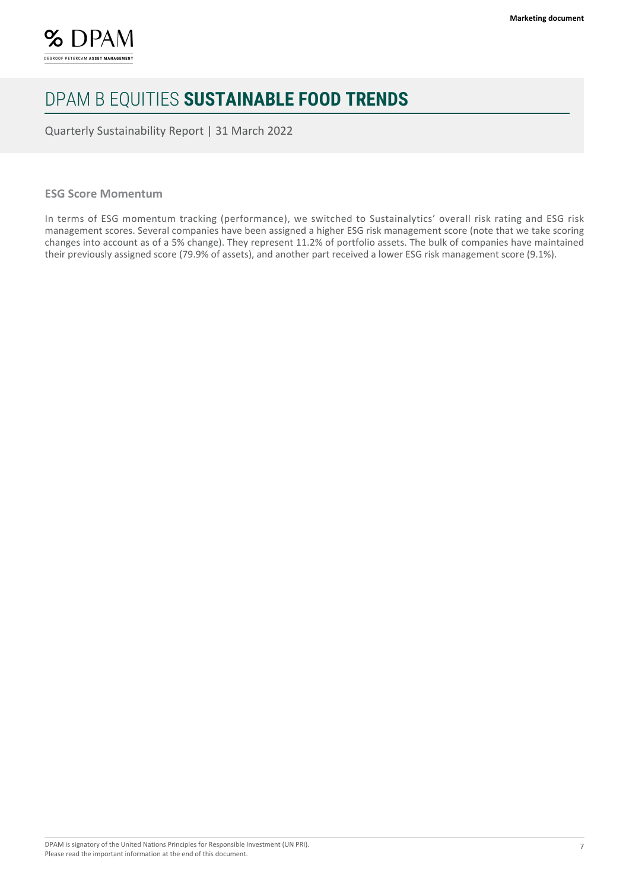# DPAM B EQUITIES **SUSTAINABLE FOOD TRENDS**

Quarterly Sustainability Report | 31 March 2022

### ESG Score Momentum

In terms of ESG momentum tracking (performance), we switched to Sustainalytics' overall risk rating and ESG risk management scores. Several companies have been assigned a higher ESG risk management score (note that we take scoring changes into account as of a 5% change). They represent 11.2% of portfolio assets. The bulk of companies have maintained their previously assigned score (79.9% of assets), and another part received a lower ESG risk management score (9.1%).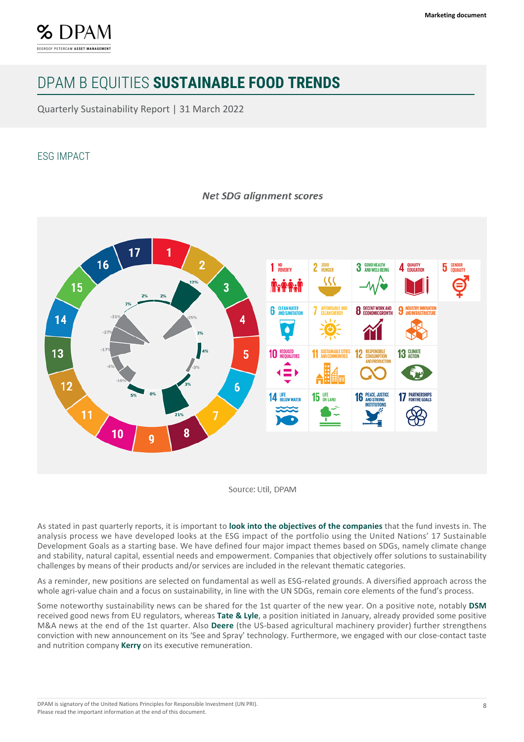# DPAM B EQUITIES **SUSTAINABLE FOOD TRENDS**

Quarterly Sustainability Report | 31 March 2022

## ESG IMPACT

*Net SDG alignment scores*

Source: Util, DPAM

As stated in past quarterly reports, it is important to **look into the objectives of the companies** that the fund invests in. The analysis process we have developed looks at the ESG impact of the portfolio using the United Nations' 17 Sustainable Development Goals as a starting base. We have defined four major impact themes based on SDGs, namely climate change and stability, natural capital, essential needs and empowerment. Companies that objectively offer solutions to sustainability challenges by means of their products and/or services are included in the relevant thematic categories.

As a reminder, new positions are selected on fundamental as well as ESG-related grounds. A diversified approach across the whole agri-value chain and a focus on sustainability, in line with the UN SDGs, remain core elements of the fund's process.

Some noteworthy sustainability news can be shared for the 1st quarter of the new year. On a positive note, notably **DSM** received good news from EU regulators, whereas **Tate & Lyle**, a position initiated in January, already provided some positive M&A news at the end of the 1st quarter. Also **Deere** (the US-based agricultural machinery provider) further strengthens conviction with new announcement on its 'See and Spray' technology. Furthermore, we engaged with our close-contact taste and nutrition company **Kerry** on its executive remuneration.

DPAM is signatory of the United Nations Principles for Responsible Investment (UN PRI).
Please read the important information at the end of this document.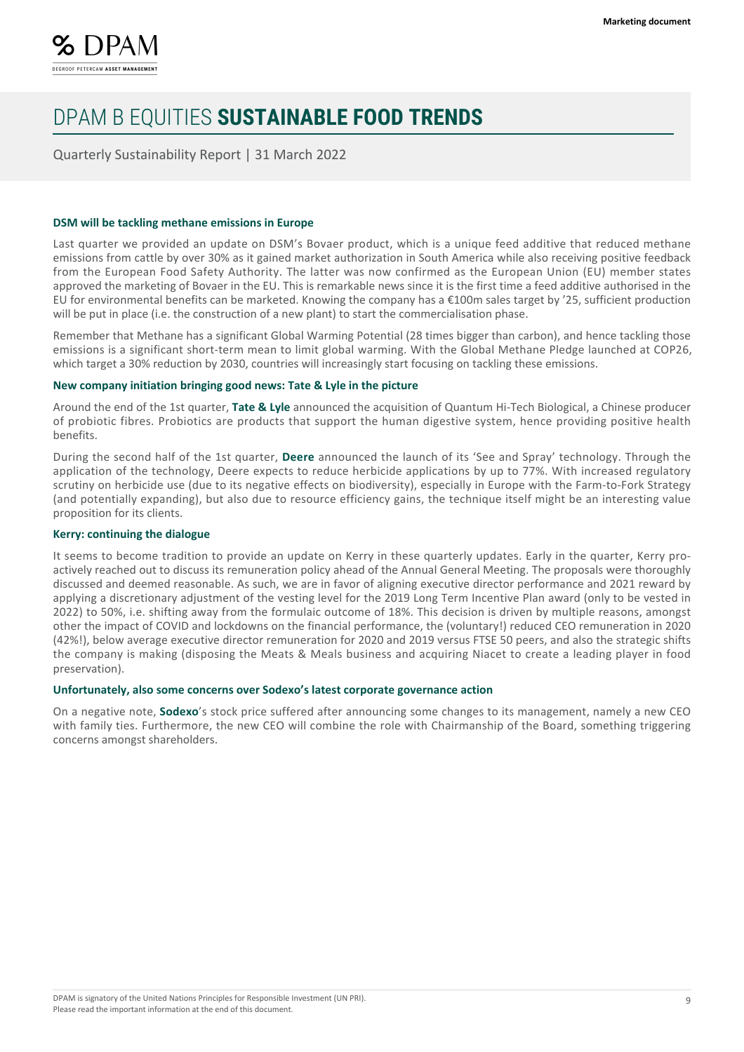# DPAM B EQUITIES **SUSTAINABLE FOOD TRENDS**

Quarterly Sustainability Report | 31 March 2022

### DSM will be tackling methane emissions in Europe

Last quarter we provided an update on DSM's Bovaer product, which is a unique feed additive that reduced methane emissions from cattle by over 30% as it gained market authorization in South America while also receiving positive feedback from the European Food Safety Authority. The latter was now confirmed as the European Union (EU) member states approved the marketing of Bovaer in the EU. This is remarkable news since it is the first time a feed additive authorised in the EU for environmental benefits can be marketed. Knowing the company has a €100m sales target by '25, sufficient production will be put in place (i.e. the construction of a new plant) to start the commercialisation phase.

Remember that Methane has a significant Global Warming Potential (28 times bigger than carbon), and hence tackling those emissions is a significant short-term mean to limit global warming. With the Global Methane Pledge launched at COP26, which target a 30% reduction by 2030, countries will increasingly start focusing on tackling these emissions.

### New company initiation bringing good news: Tate & Lyle in the picture

Around the end of the 1st quarter, **Tate & Lyle** announced the acquisition of Quantum Hi-Tech Biological, a Chinese producer of probiotic fibres. Probiotics are products that support the human digestive system, hence providing positive health benefits.

During the second half of the 1st quarter, **Deere** announced the launch of its 'See and Spray' technology. Through the application of the technology, Deere expects to reduce herbicide applications by up to 77%. With increased regulatory scrutiny on herbicide use (due to its negative effects on biodiversity), especially in Europe with the Farm-to-Fork Strategy (and potentially expanding), but also due to resource efficiency gains, the technique itself might be an interesting value proposition for its clients.

### Kerry: continuing the dialogue

It seems to become tradition to provide an update on Kerry in these quarterly updates. Early in the quarter, Kerry pro-actively reached out to discuss its remuneration policy ahead of the Annual General Meeting. The proposals were thoroughly discussed and deemed reasonable. As such, we are in favor of aligning executive director performance and 2021 reward by applying a discretionary adjustment of the vesting level for the 2019 Long Term Incentive Plan award (only to be vested in 2022) to 50%, i.e. shifting away from the formulaic outcome of 18%. This decision is driven by multiple reasons, amongst other the impact of COVID and lockdowns on the financial performance, the (voluntary!) reduced CEO remuneration in 2020 (42%!), below average executive director remuneration for 2020 and 2019 versus FTSE 50 peers, and also the strategic shifts the company is making (disposing the Meats & Meals business and acquiring Niacet to create a leading player in food preservation).

### Unfortunately, also some concerns over Sodexo's latest corporate governance action

On a negative note, **Sodexo**'s stock price suffered after announcing some changes to its management, namely a new CEO with family ties. Furthermore, the new CEO will combine the role with Chairmanship of the Board, something triggering concerns amongst shareholders.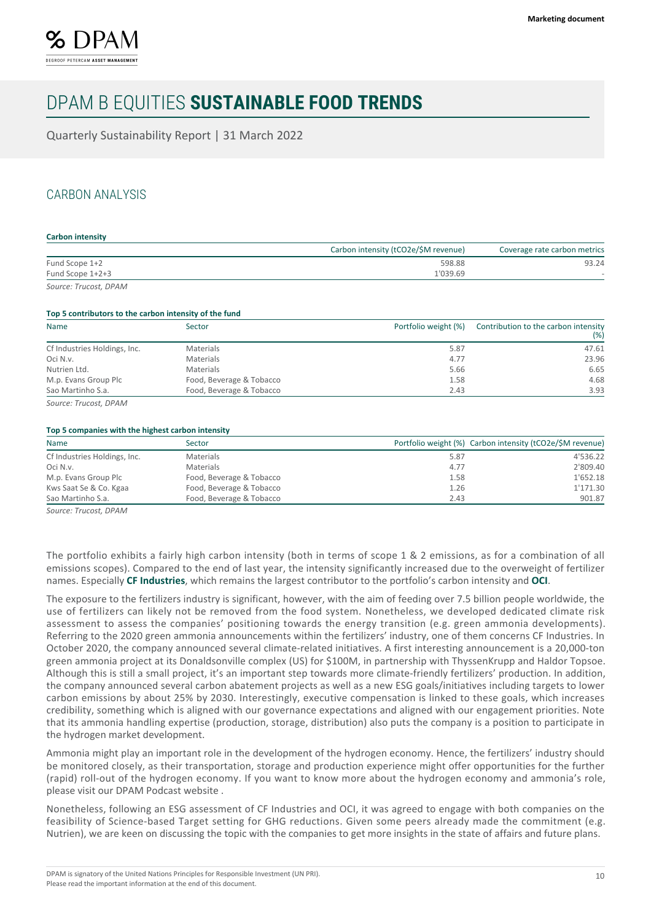# DPAM B EQUITIES **SUSTAINABLE FOOD TRENDS**

Quarterly Sustainability Report | 31 March 2022

## CARBON ANALYSIS

**Carbon intensity**

| | Carbon intensity (tCO2e/$M revenue) | Coverage rate carbon metrics |
|---|---|---|
| Fund Scope 1+2 | 598.88 | 93.24 |
| Fund Scope 1+2+3 | 1'039.69 | - |

*Source: Trucost, DPAM*

**Top 5 contributors to the carbon intensity of the fund**

| Name | Sector | Portfolio weight (%) | Contribution to the carbon intensity (%) |
|---|---|---|---|
| Cf Industries Holdings, Inc. | Materials | 5.87 | 47.61 |
| Oci N.v. | Materials | 4.77 | 23.96 |
| Nutrien Ltd. | Materials | 5.66 | 6.65 |
| M.p. Evans Group Plc | Food, Beverage & Tobacco | 1.58 | 4.68 |
| Sao Martinho S.a. | Food, Beverage & Tobacco | 2.43 | 3.93 |

*Source: Trucost, DPAM*

**Top 5 companies with the highest carbon intensity**

| Name | Sector | Portfolio weight (%) | Carbon intensity (tCO2e/$M revenue) |
|---|---|---|---|
| Cf Industries Holdings, Inc. | Materials | 5.87 | 4'536.22 |
| Oci N.v. | Materials | 4.77 | 2'809.40 |
| M.p. Evans Group Plc | Food, Beverage & Tobacco | 1.58 | 1'652.18 |
| Kws Saat Se & Co. Kgaa | Food, Beverage & Tobacco | 1.26 | 1'171.30 |
| Sao Martinho S.a. | Food, Beverage & Tobacco | 2.43 | 901.87 |

*Source: Trucost, DPAM*

The portfolio exhibits a fairly high carbon intensity (both in terms of scope 1 & 2 emissions, as for a combination of all emissions scopes). Compared to the end of last year, the intensity significantly increased due to the overweight of fertilizer names. Especially **CF Industries**, which remains the largest contributor to the portfolio's carbon intensity and **OCI**.

The exposure to the fertilizers industry is significant, however, with the aim of feeding over 7.5 billion people worldwide, the use of fertilizers can likely not be removed from the food system. Nonetheless, we developed dedicated climate risk assessment to assess the companies' positioning towards the energy transition (e.g. green ammonia developments). Referring to the 2020 green ammonia announcements within the fertilizers' industry, one of them concerns CF Industries. In October 2020, the company announced several climate-related initiatives. A first interesting announcement is a 20,000-ton green ammonia project at its Donaldsonville complex (US) for $100M, in partnership with ThyssenKrupp and Haldor Topsoe. Although this is still a small project, it's an important step towards more climate-friendly fertilizers' production. In addition, the company announced several carbon abatement projects as well as a new ESG goals/initiatives including targets to lower carbon emissions by about 25% by 2030. Interestingly, executive compensation is linked to these goals, which increases credibility, something which is aligned with our governance expectations and aligned with our engagement priorities. Note that its ammonia handling expertise (production, storage, distribution) also puts the company is a position to participate in the hydrogen market development.

Ammonia might play an important role in the development of the hydrogen economy. Hence, the fertilizers' industry should be monitored closely, as their transportation, storage and production experience might offer opportunities for the further (rapid) roll-out of the hydrogen economy. If you want to know more about the hydrogen economy and ammonia's role, please visit our DPAM Podcast website .

Nonetheless, following an ESG assessment of CF Industries and OCI, it was agreed to engage with both companies on the feasibility of Science-based Target setting for GHG reductions. Given some peers already made the commitment (e.g. Nutrien), we are keen on discussing the topic with the companies to get more insights in the state of affairs and future plans.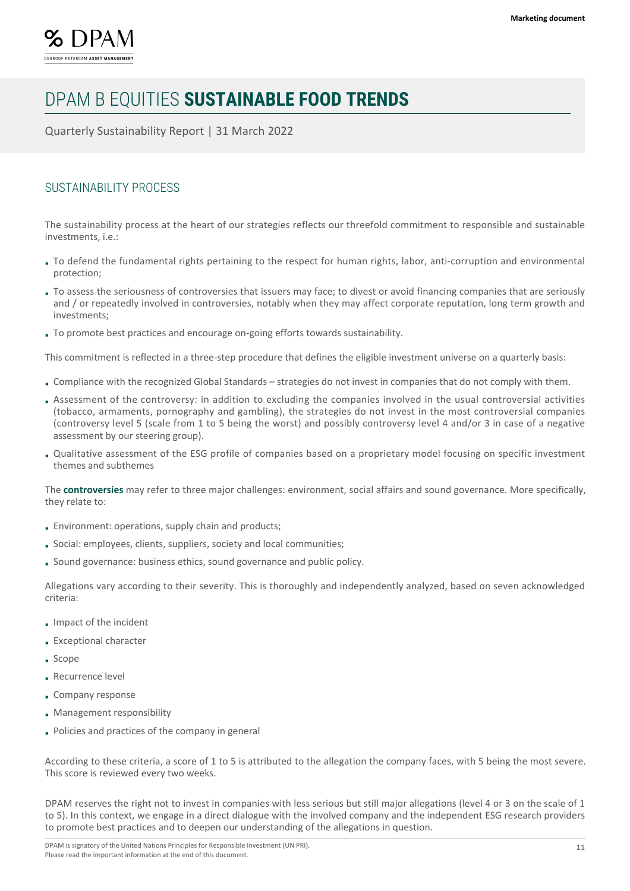# DPAM B EQUITIES **SUSTAINABLE FOOD TRENDS**

Quarterly Sustainability Report | 31 March 2022

## SUSTAINABILITY PROCESS

The sustainability process at the heart of our strategies reflects our threefold commitment to responsible and sustainable investments, i.e.:

- To defend the fundamental rights pertaining to the respect for human rights, labor, anti-corruption and environmental protection;
- To assess the seriousness of controversies that issuers may face; to divest or avoid financing companies that are seriously and / or repeatedly involved in controversies, notably when they may affect corporate reputation, long term growth and investments;
- To promote best practices and encourage on-going efforts towards sustainability.

This commitment is reflected in a three-step procedure that defines the eligible investment universe on a quarterly basis:

- Compliance with the recognized Global Standards – strategies do not invest in companies that do not comply with them.
- Assessment of the controversy: in addition to excluding the companies involved in the usual controversial activities (tobacco, armaments, pornography and gambling), the strategies do not invest in the most controversial companies (controversy level 5 (scale from 1 to 5 being the worst) and possibly controversy level 4 and/or 3 in case of a negative assessment by our steering group).
- Qualitative assessment of the ESG profile of companies based on a proprietary model focusing on specific investment themes and subthemes

The **controversies** may refer to three major challenges: environment, social affairs and sound governance. More specifically, they relate to:

- Environment: operations, supply chain and products;
- Social: employees, clients, suppliers, society and local communities;
- Sound governance: business ethics, sound governance and public policy.

Allegations vary according to their severity. This is thoroughly and independently analyzed, based on seven acknowledged criteria:

- Impact of the incident
- Exceptional character
- Scope
- Recurrence level
- Company response
- Management responsibility
- Policies and practices of the company in general

According to these criteria, a score of 1 to 5 is attributed to the allegation the company faces, with 5 being the most severe. This score is reviewed every two weeks.

DPAM reserves the right not to invest in companies with less serious but still major allegations (level 4 or 3 on the scale of 1 to 5). In this context, we engage in a direct dialogue with the involved company and the independent ESG research providers to promote best practices and to deepen our understanding of the allegations in question.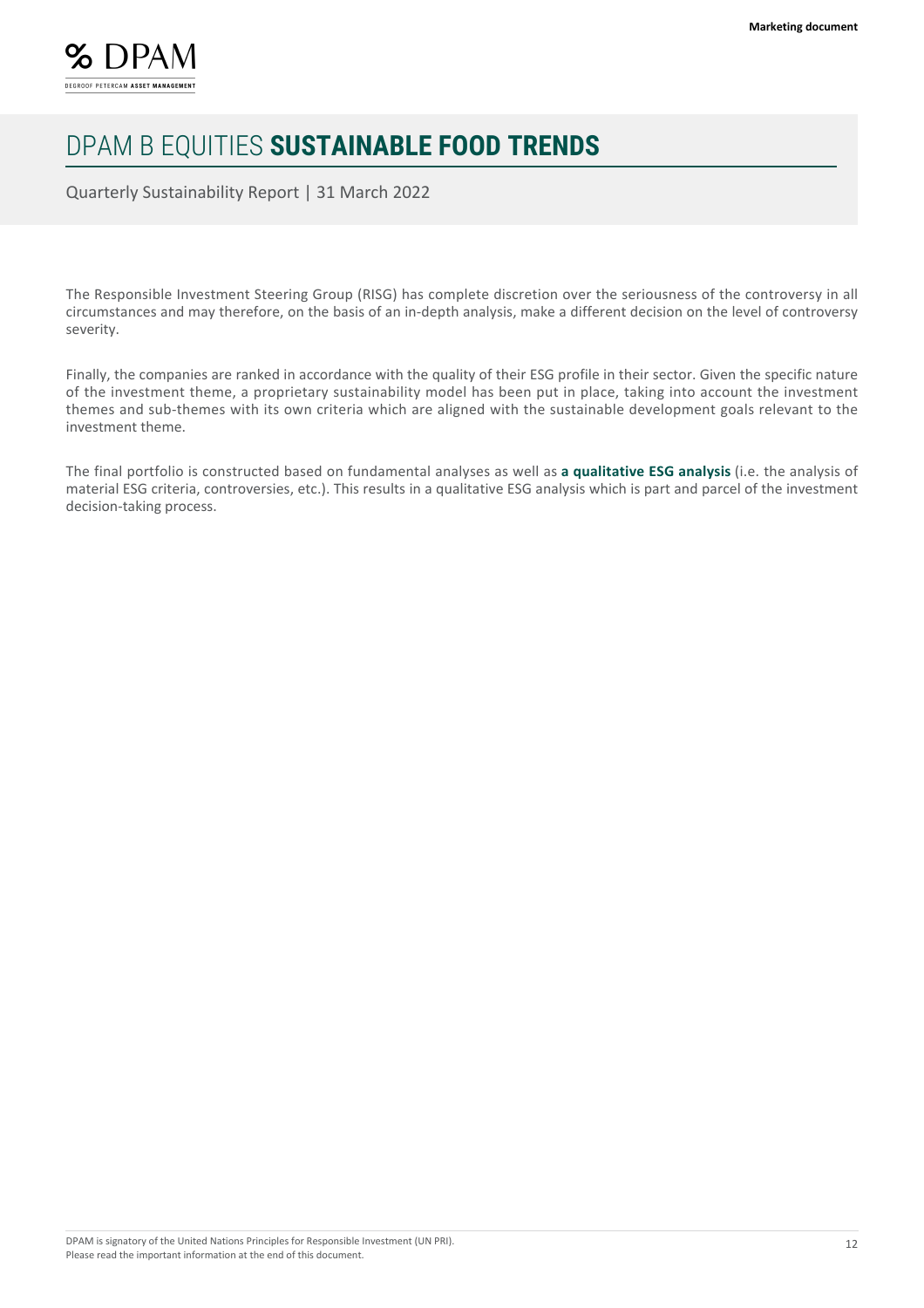The Responsible Investment Steering Group (RISG) has complete discretion over the seriousness of the controversy in all circumstances and may therefore, on the basis of an in-depth analysis, make a different decision on the level of controversy severity.

Finally, the companies are ranked in accordance with the quality of their ESG profile in their sector. Given the specific nature of the investment theme, a proprietary sustainability model has been put in place, taking into account the investment themes and sub-themes with its own criteria which are aligned with the sustainable development goals relevant to the investment theme.

The final portfolio is constructed based on fundamental analyses as well as **a qualitative ESG analysis** (i.e. the analysis of material ESG criteria, controversies, etc.). This results in a qualitative ESG analysis which is part and parcel of the investment decision-taking process.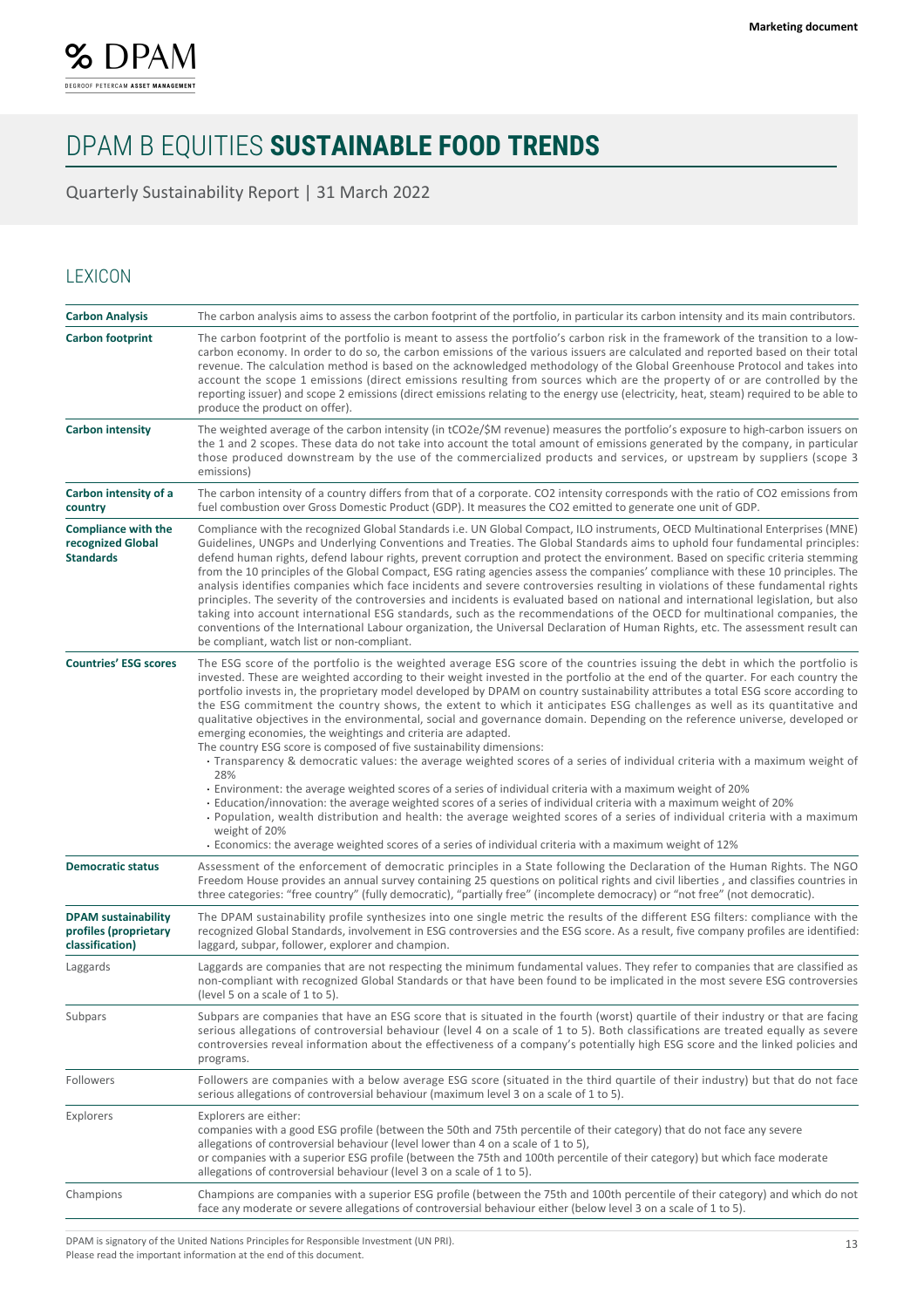# DPAM B EQUITIES **SUSTAINABLE FOOD TRENDS**

Quarterly Sustainability Report | 31 March 2022

## LEXICON

| | |
|---|---|
| **Carbon Analysis** | The carbon analysis aims to assess the carbon footprint of the portfolio, in particular its carbon intensity and its main contributors. |
| **Carbon footprint** | The carbon footprint of the portfolio is meant to assess the portfolio's carbon risk in the framework of the transition to a low-carbon economy. In order to do so, the carbon emissions of the various issuers are calculated and reported based on their total revenue. The calculation method is based on the acknowledged methodology of the Global Greenhouse Protocol and takes into account the scope 1 emissions (direct emissions resulting from sources which are the property of or are controlled by the reporting issuer) and scope 2 emissions (direct emissions relating to the energy use (electricity, heat, steam) required to be able to produce the product on offer). |
| **Carbon intensity** | The weighted average of the carbon intensity (in tCO2e/$M revenue) measures the portfolio's exposure to high-carbon issuers on the 1 and 2 scopes. These data do not take into account the total amount of emissions generated by the company, in particular those produced downstream by the use of the commercialized products and services, or upstream by suppliers (scope 3 emissions) |
| **Carbon intensity of a country** | The carbon intensity of a country differs from that of a corporate. CO2 intensity corresponds with the ratio of CO2 emissions from fuel combustion over Gross Domestic Product (GDP). It measures the CO2 emitted to generate one unit of GDP. |
| **Compliance with the recognized Global Standards** | Compliance with the recognized Global Standards i.e. UN Global Compact, ILO instruments, OECD Multinational Enterprises (MNE) Guidelines, UNGPs and Underlying Conventions and Treaties. The Global Standards aims to uphold four fundamental principles: defend human rights, defend labour rights, prevent corruption and protect the environment. Based on specific criteria stemming from the 10 principles of the Global Compact, ESG rating agencies assess the companies' compliance with these 10 principles. The analysis identifies companies which face incidents and severe controversies resulting in violations of these fundamental rights principles. The severity of the controversies and incidents is evaluated based on national and international legislation, but also taking into account international ESG standards, such as the recommendations of the OECD for multinational companies, the conventions of the International Labour organization, the Universal Declaration of Human Rights, etc. The assessment result can be compliant, watch list or non-compliant. |
| **Countries' ESG scores** | The ESG score of the portfolio is the weighted average ESG score of the countries issuing the debt in which the portfolio is invested. These are weighted according to their weight invested in the portfolio at the end of the quarter. For each country the portfolio invests in, the proprietary model developed by DPAM on country sustainability attributes a total ESG score according to the ESG commitment the country shows, the extent to which it anticipates ESG challenges as well as its quantitative and qualitative objectives in the environmental, social and governance domain. Depending on the reference universe, developed or emerging economies, the weightings and criteria are adapted.<br>The country ESG score is composed of five sustainability dimensions:<br>• Transparency & democratic values: the average weighted scores of a series of individual criteria with a maximum weight of 28%<br>• Environment: the average weighted scores of a series of individual criteria with a maximum weight of 20%<br>• Education/innovation: the average weighted scores of a series of individual criteria with a maximum weight of 20%<br>• Population, wealth distribution and health: the average weighted scores of a series of individual criteria with a maximum weight of 20%<br>• Economics: the average weighted scores of a series of individual criteria with a maximum weight of 12% |
| **Democratic status** | Assessment of the enforcement of democratic principles in a State following the Declaration of the Human Rights. The NGO Freedom House provides an annual survey containing 25 questions on political rights and civil liberties , and classifies countries in three categories: "free country" (fully democratic), "partially free" (incomplete democracy) or "not free" (not democratic). |
| **DPAM sustainability profiles (proprietary classification)** | The DPAM sustainability profile synthesizes into one single metric the results of the different ESG filters: compliance with the recognized Global Standards, involvement in ESG controversies and the ESG score. As a result, five company profiles are identified: laggard, subpar, follower, explorer and champion. |
| Laggards | Laggards are companies that are not respecting the minimum fundamental values. They refer to companies that are classified as non-compliant with recognized Global Standards or that have been found to be implicated in the most severe ESG controversies (level 5 on a scale of 1 to 5). |
| Subpars | Subpars are companies that have an ESG score that is situated in the fourth (worst) quartile of their industry or that are facing serious allegations of controversial behaviour (level 4 on a scale of 1 to 5). Both classifications are treated equally as severe controversies reveal information about the effectiveness of a company's potentially high ESG score and the linked policies and programs. |
| Followers | Followers are companies with a below average ESG score (situated in the third quartile of their industry) but that do not face serious allegations of controversial behaviour (maximum level 3 on a scale of 1 to 5). |
| Explorers | Explorers are either:<br>companies with a good ESG profile (between the 50th and 75th percentile of their category) that do not face any severe allegations of controversial behaviour (level lower than 4 on a scale of 1 to 5),<br>or companies with a superior ESG profile (between the 75th and 100th percentile of their category) but which face moderate allegations of controversial behaviour (level 3 on a scale of 1 to 5). |
| Champions | Champions are companies with a superior ESG profile (between the 75th and 100th percentile of their category) and which do not face any moderate or severe allegations of controversial behaviour either (below level 3 on a scale of 1 to 5). |

DPAM is signatory of the United Nations Principles for Responsible Investment (UN PRI).
Please read the important information at the end of this document.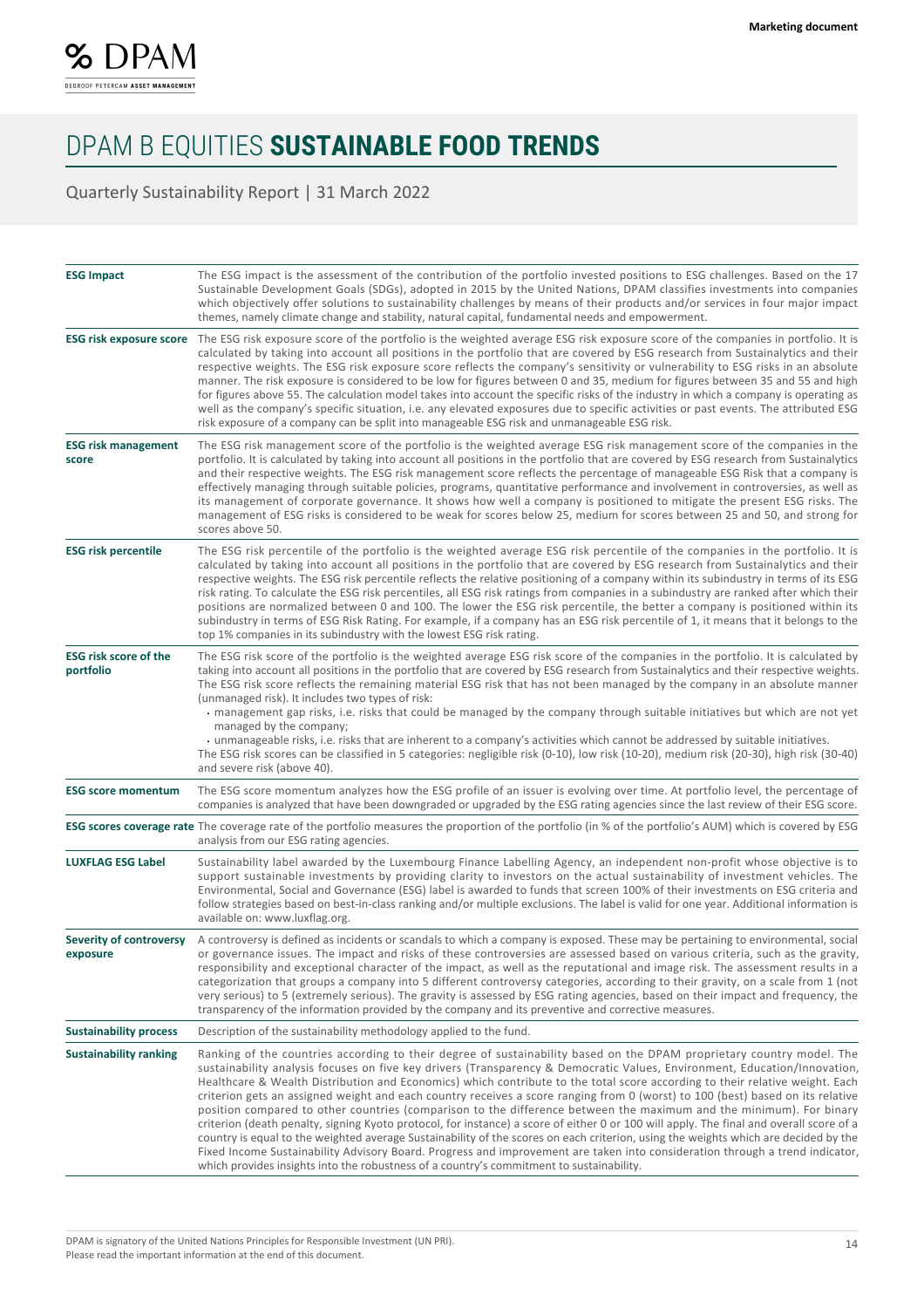# DPAM B EQUITIES **SUSTAINABLE FOOD TRENDS**

Quarterly Sustainability Report | 31 March 2022

| | |
|---|---|
| **ESG Impact** | The ESG impact is the assessment of the contribution of the portfolio invested positions to ESG challenges. Based on the 17 Sustainable Development Goals (SDGs), adopted in 2015 by the United Nations, DPAM classifies investments into companies which objectively offer solutions to sustainability challenges by means of their products and/or services in four major impact themes, namely climate change and stability, natural capital, fundamental needs and empowerment. |
| **ESG risk exposure score** | The ESG risk exposure score of the portfolio is the weighted average ESG risk exposure score of the companies in portfolio. It is calculated by taking into account all positions in the portfolio that are covered by ESG research from Sustainalytics and their respective weights. The ESG risk exposure score reflects the company's sensitivity or vulnerability to ESG risks in an absolute manner. The risk exposure is considered to be low for figures between 0 and 35, medium for figures between 35 and 55 and high for figures above 55. The calculation model takes into account the specific risks of the industry in which a company is operating as well as the company's specific situation, i.e. any elevated exposures due to specific activities or past events. The attributed ESG risk exposure of a company can be split into manageable ESG risk and unmanageable ESG risk. |
| **ESG risk management score** | The ESG risk management score of the portfolio is the weighted average ESG risk management score of the companies in the portfolio. It is calculated by taking into account all positions in the portfolio that are covered by ESG research from Sustainalytics and their respective weights. The ESG risk management score reflects the percentage of manageable ESG Risk that a company is effectively managing through suitable policies, programs, quantitative performance and involvement in controversies, as well as its management of corporate governance. It shows how well a company is positioned to mitigate the present ESG risks. The management of ESG risks is considered to be weak for scores below 25, medium for scores between 25 and 50, and strong for scores above 50. |
| **ESG risk percentile** | The ESG risk percentile of the portfolio is the weighted average ESG risk percentile of the companies in the portfolio. It is calculated by taking into account all positions in the portfolio that are covered by ESG research from Sustainalytics and their respective weights. The ESG risk percentile reflects the relative positioning of a company within its subindustry in terms of its ESG risk rating. To calculate the ESG risk percentiles, all ESG risk ratings from companies in a subindustry are ranked after which their positions are normalized between 0 and 100. The lower the ESG risk percentile, the better a company is positioned within its subindustry in terms of ESG Risk Rating. For example, if a company has an ESG risk percentile of 1, it means that it belongs to the top 1% companies in its subindustry with the lowest ESG risk rating. |
| **ESG risk score of the portfolio** | The ESG risk score of the portfolio is the weighted average ESG risk score of the companies in the portfolio. It is calculated by taking into account all positions in the portfolio that are covered by ESG research from Sustainalytics and their respective weights. The ESG risk score reflects the remaining material ESG risk that has not been managed by the company in an absolute manner (unmanaged risk). It includes two types of risk:<br>• management gap risks, i.e. risks that could be managed by the company through suitable initiatives but which are not yet managed by the company;<br>• unmanageable risks, i.e. risks that are inherent to a company's activities which cannot be addressed by suitable initiatives.<br>The ESG risk scores can be classified in 5 categories: negligible risk (0-10), low risk (10-20), medium risk (20-30), high risk (30-40) and severe risk (above 40). |
| **ESG score momentum** | The ESG score momentum analyzes how the ESG profile of an issuer is evolving over time. At portfolio level, the percentage of companies is analyzed that have been downgraded or upgraded by the ESG rating agencies since the last review of their ESG score. |
| **ESG scores coverage rate** | The coverage rate of the portfolio measures the proportion of the portfolio (in % of the portfolio's AUM) which is covered by ESG analysis from our ESG rating agencies. |
| **LUXFLAG ESG Label** | Sustainability label awarded by the Luxembourg Finance Labelling Agency, an independent non-profit whose objective is to support sustainable investments by providing clarity to investors on the actual sustainability of investment vehicles. The Environmental, Social and Governance (ESG) label is awarded to funds that screen 100% of their investments on ESG criteria and follow strategies based on best-in-class ranking and/or multiple exclusions. The label is valid for one year. Additional information is available on: www.luxflag.org. |
| **Severity of controversy exposure** | A controversy is defined as incidents or scandals to which a company is exposed. These may be pertaining to environmental, social or governance issues. The impact and risks of these controversies are assessed based on various criteria, such as the gravity, responsibility and exceptional character of the impact, as well as the reputational and image risk. The assessment results in a categorization that groups a company into 5 different controversy categories, according to their gravity, on a scale from 1 (not very serious) to 5 (extremely serious). The gravity is assessed by ESG rating agencies, based on their impact and frequency, the transparency of the information provided by the company and its preventive and corrective measures. |
| **Sustainability process** | Description of the sustainability methodology applied to the fund. |
| **Sustainability ranking** | Ranking of the countries according to their degree of sustainability based on the DPAM proprietary country model. The sustainability analysis focuses on five key drivers (Transparency & Democratic Values, Environment, Education/Innovation, Healthcare & Wealth Distribution and Economics) which contribute to the total score according to their relative weight. Each criterion gets an assigned weight and each country receives a score ranging from 0 (worst) to 100 (best) based on its relative position compared to other countries (comparison to the difference between the maximum and the minimum). For binary criterion (death penalty, signing Kyoto protocol, for instance) a score of either 0 or 100 will apply. The final and overall score of a country is equal to the weighted average Sustainability of the scores on each criterion, using the weights which are decided by the Fixed Income Sustainability Advisory Board. Progress and improvement are taken into consideration through a trend indicator, which provides insights into the robustness of a country's commitment to sustainability. |

DPAM is signatory of the United Nations Principles for Responsible Investment (UN PRI).
Please read the important information at the end of this document.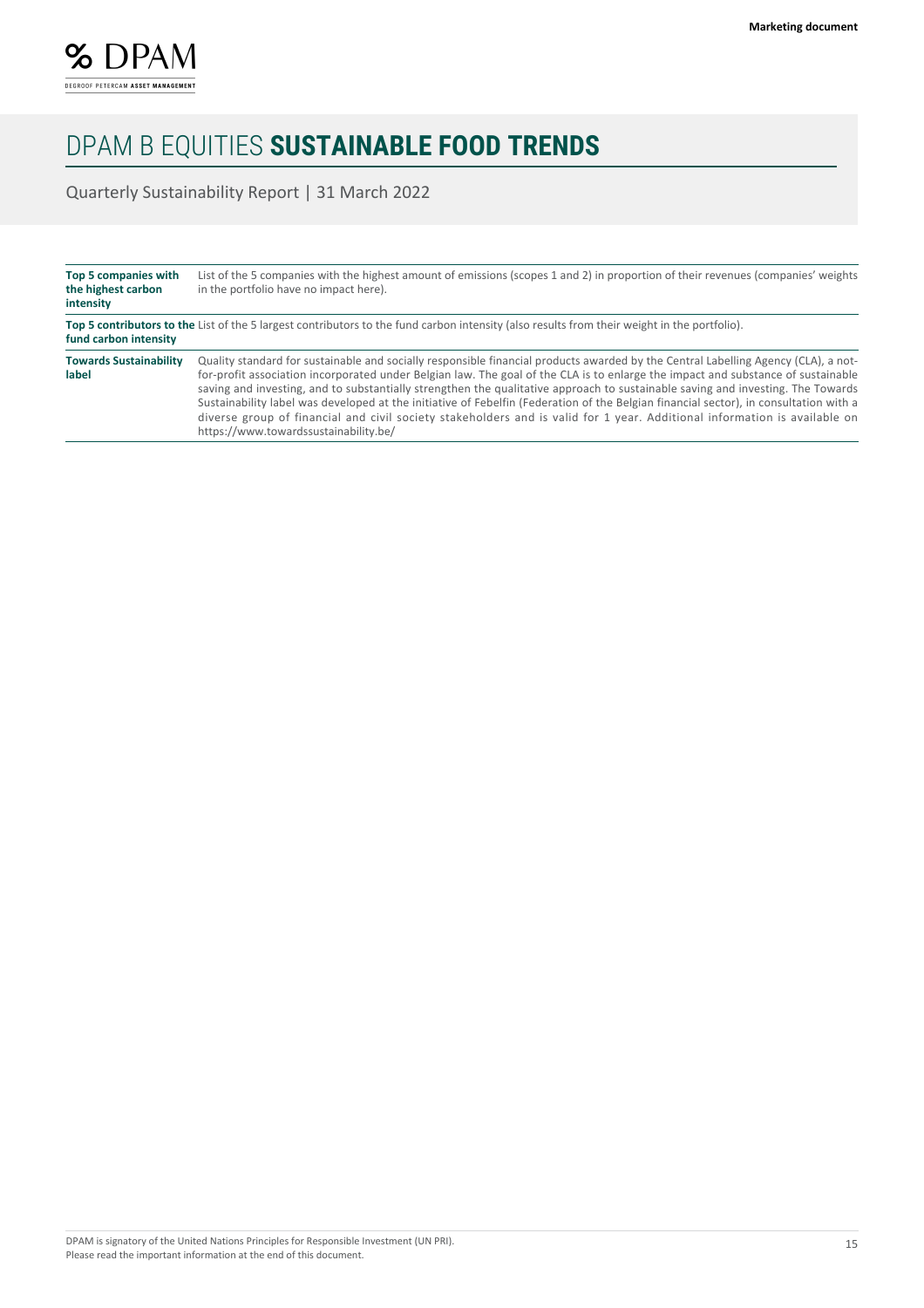# DPAM B EQUITIES **SUSTAINABLE FOOD TRENDS**

Quarterly Sustainability Report | 31 March 2022

| | |
|---|---|
| **Top 5 companies with the highest carbon intensity** | List of the 5 companies with the highest amount of emissions (scopes 1 and 2) in proportion of their revenues (companies' weights in the portfolio have no impact here). |
| **Top 5 contributors to the fund carbon intensity** | List of the 5 largest contributors to the fund carbon intensity (also results from their weight in the portfolio). |
| **Towards Sustainability label** | Quality standard for sustainable and socially responsible financial products awarded by the Central Labelling Agency (CLA), a not-for-profit association incorporated under Belgian law. The goal of the CLA is to enlarge the impact and substance of sustainable saving and investing, and to substantially strengthen the qualitative approach to sustainable saving and investing. The Towards Sustainability label was developed at the initiative of Febelfin (Federation of the Belgian financial sector), in consultation with a diverse group of financial and civil society stakeholders and is valid for 1 year. Additional information is available on https://www.towardssustainability.be/ |

DPAM is signatory of the United Nations Principles for Responsible Investment (UN PRI).
Please read the important information at the end of this document.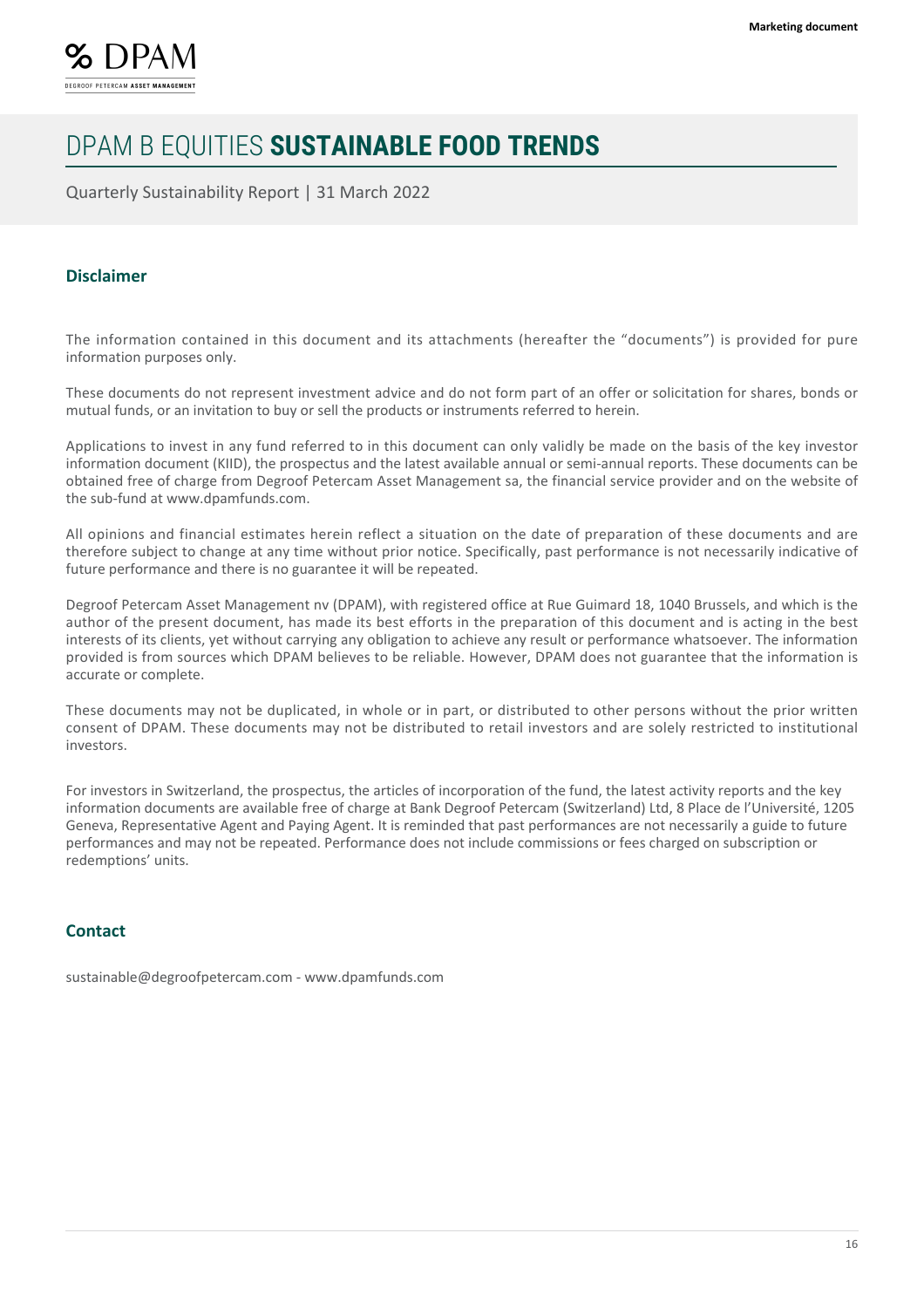Marketing document

# DPAM B EQUITIES **SUSTAINABLE FOOD TRENDS**

Quarterly Sustainability Report | 31 March 2022

## Disclaimer

The information contained in this document and its attachments (hereafter the “documents”) is provided for pure information purposes only.

These documents do not represent investment advice and do not form part of an offer or solicitation for shares, bonds or mutual funds, or an invitation to buy or sell the products or instruments referred to herein.

Applications to invest in any fund referred to in this document can only validly be made on the basis of the key investor information document (KIID), the prospectus and the latest available annual or semi-annual reports. These documents can be obtained free of charge from Degroof Petercam Asset Management sa, the financial service provider and on the website of the sub-fund at www.dpamfunds.com.

All opinions and financial estimates herein reflect a situation on the date of preparation of these documents and are therefore subject to change at any time without prior notice. Specifically, past performance is not necessarily indicative of future performance and there is no guarantee it will be repeated.

Degroof Petercam Asset Management nv (DPAM), with registered office at Rue Guimard 18, 1040 Brussels, and which is the author of the present document, has made its best efforts in the preparation of this document and is acting in the best interests of its clients, yet without carrying any obligation to achieve any result or performance whatsoever. The information provided is from sources which DPAM believes to be reliable. However, DPAM does not guarantee that the information is accurate or complete.

These documents may not be duplicated, in whole or in part, or distributed to other persons without the prior written consent of DPAM. These documents may not be distributed to retail investors and are solely restricted to institutional investors.

For investors in Switzerland, the prospectus, the articles of incorporation of the fund, the latest activity reports and the key information documents are available free of charge at Bank Degroof Petercam (Switzerland) Ltd, 8 Place de l’Université, 1205 Geneva, Representative Agent and Paying Agent. It is reminded that past performances are not necessarily a guide to future performances and may not be repeated. Performance does not include commissions or fees charged on subscription or redemptions’ units.

## Contact

sustainable@degroofpetercam.com - www.dpamfunds.com